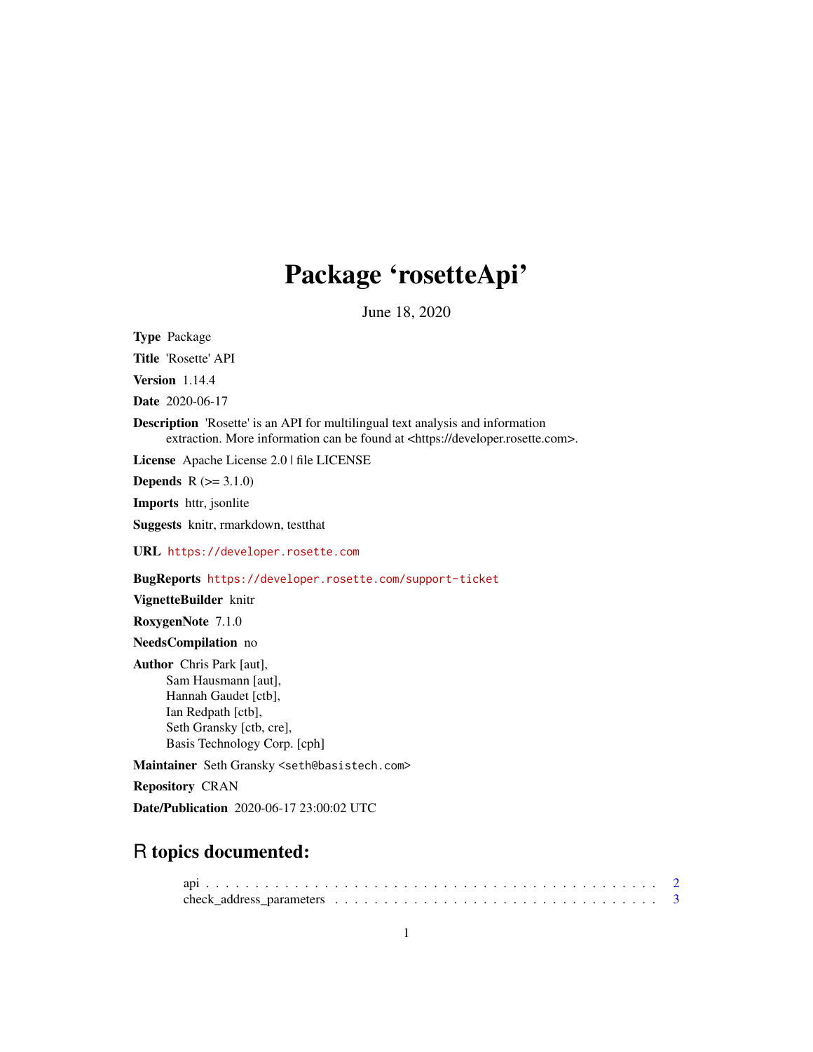# Package 'rosetteApi'

June 18, 2020

**Type** Package

**Title** 'Rosette' API

**Version** 1.14.4

**Date** 2020-06-17

**Description** 'Rosette' is an API for multilingual text analysis and information extraction. More information can be found at <https://developer.rosette.com>.

**License** Apache License 2.0 | file LICENSE

**Depends** R (>= 3.1.0)

**Imports** httr, jsonlite

**Suggests** knitr, rmarkdown, testthat

**URL** https://developer.rosette.com

**BugReports** https://developer.rosette.com/support-ticket

**VignetteBuilder** knitr

**RoxygenNote** 7.1.0

**NeedsCompilation** no

**Author** Chris Park [aut],
Sam Hausmann [aut],
Hannah Gaudet [ctb],
Ian Redpath [ctb],
Seth Gransky [ctb, cre],
Basis Technology Corp. [cph]

**Maintainer** Seth Gransky <seth@basistech.com>

**Repository** CRAN

**Date/Publication** 2020-06-17 23:00:02 UTC

## R topics documented:

api . . . . . . . . . . . . . . . . . . . . . . . . . . . . . . . . . . . . . . . . . . . . . 2
check_address_parameters . . . . . . . . . . . . . . . . . . . . . . . . . . . . . . . . . 3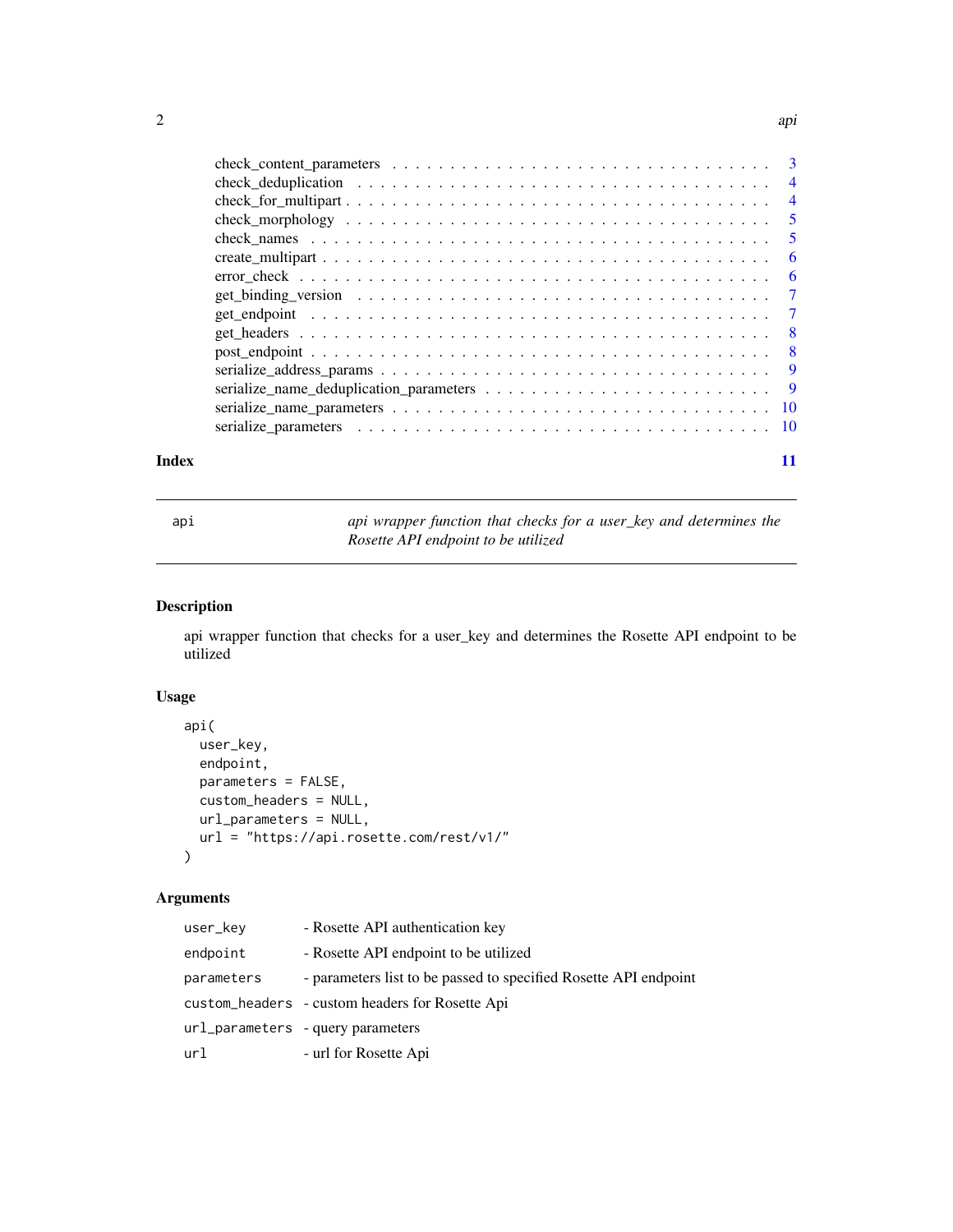check_content_parameters . . . . . . . . . . . . . . . . . . . . . . . . . . . . . . . . 3
check_deduplication . . . . . . . . . . . . . . . . . . . . . . . . . . . . . . . . . . . 4
check_for_multipart . . . . . . . . . . . . . . . . . . . . . . . . . . . . . . . . . . . 4
check_morphology . . . . . . . . . . . . . . . . . . . . . . . . . . . . . . . . . . . . 5
check_names . . . . . . . . . . . . . . . . . . . . . . . . . . . . . . . . . . . . . . . 5
create_multipart . . . . . . . . . . . . . . . . . . . . . . . . . . . . . . . . . . . . . 6
error_check . . . . . . . . . . . . . . . . . . . . . . . . . . . . . . . . . . . . . . . . 6
get_binding_version . . . . . . . . . . . . . . . . . . . . . . . . . . . . . . . . . . . 7
get_endpoint . . . . . . . . . . . . . . . . . . . . . . . . . . . . . . . . . . . . . . . 7
get_headers . . . . . . . . . . . . . . . . . . . . . . . . . . . . . . . . . . . . . . . 8
post_endpoint . . . . . . . . . . . . . . . . . . . . . . . . . . . . . . . . . . . . . . 8
serialize_address_params . . . . . . . . . . . . . . . . . . . . . . . . . . . . . . . . 9
serialize_name_deduplication_parameters . . . . . . . . . . . . . . . . . . . . . . . 9
serialize_name_parameters . . . . . . . . . . . . . . . . . . . . . . . . . . . . . . . 10
serialize_parameters . . . . . . . . . . . . . . . . . . . . . . . . . . . . . . . . . . 10

**Index** **11**

---

`api` *api wrapper function that checks for a user_key and determines the Rosette API endpoint to be utilized*

---

## Description

api wrapper function that checks for a user_key and determines the Rosette API endpoint to be utilized

## Usage

```
api(
  user_key,
  endpoint,
  parameters = FALSE,
  custom_headers = NULL,
  url_parameters = NULL,
  url = "https://api.rosette.com/rest/v1/"
)
```

## Arguments

| | |
|---|---|
| `user_key` | - Rosette API authentication key |
| `endpoint` | - Rosette API endpoint to be utilized |
| `parameters` | - parameters list to be passed to specified Rosette API endpoint |
| `custom_headers` | - custom headers for Rosette Api |
| `url_parameters` | - query parameters |
| `url` | - url for Rosette Api |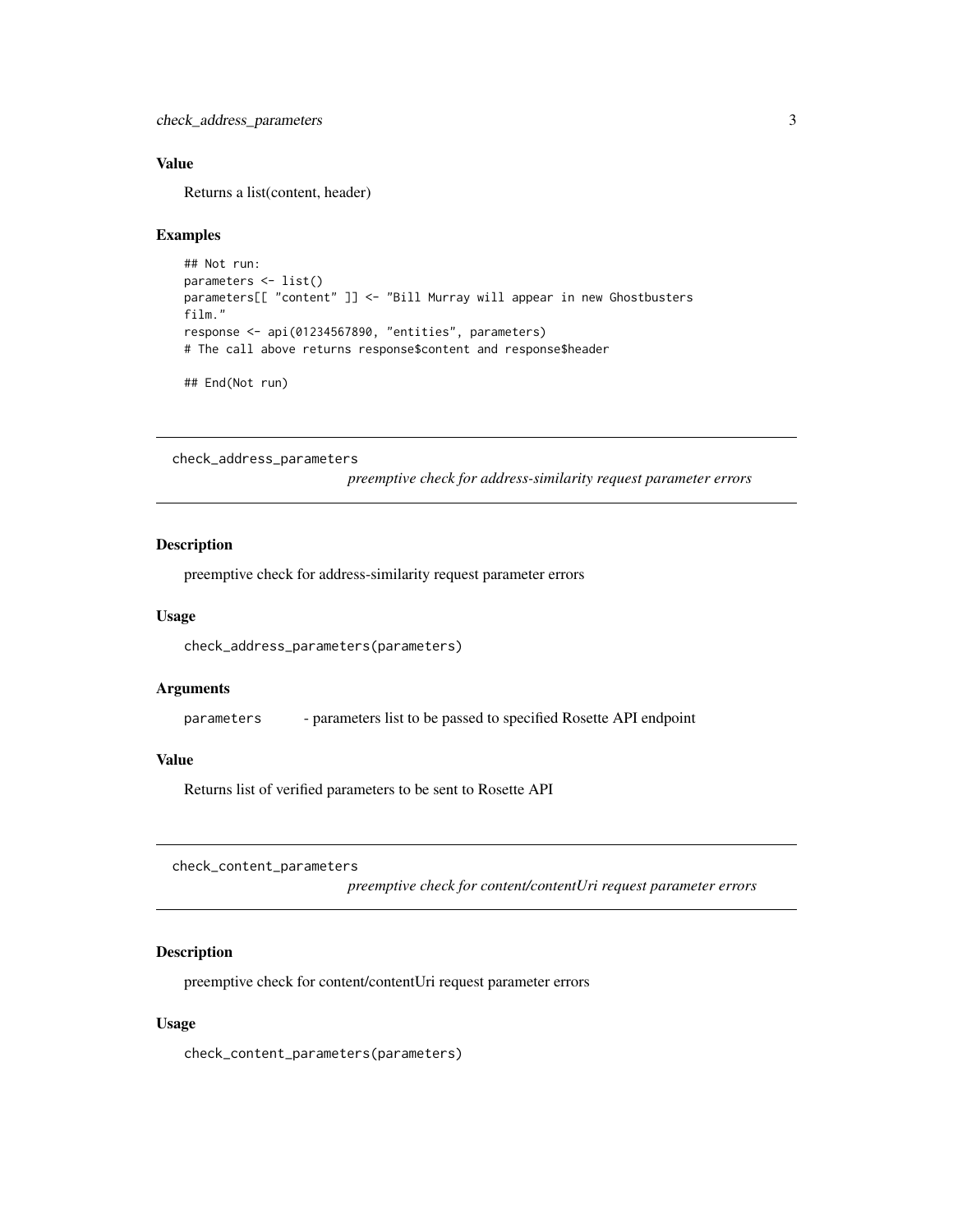### Value

Returns a list(content, header)

### Examples

```
## Not run:
parameters <- list()
parameters[[ "content" ]] <- "Bill Murray will appear in new Ghostbusters
film."
response <- api(01234567890, "entities", parameters)
# The call above returns response$content and response$header

## End(Not run)
```

---

## check_address_parameters

*preemptive check for address-similarity request parameter errors*

---

### Description

preemptive check for address-similarity request parameter errors

### Usage

```
check_address_parameters(parameters)
```

### Arguments

| | |
|---|---|
| `parameters` | - parameters list to be passed to specified Rosette API endpoint |

### Value

Returns list of verified parameters to be sent to Rosette API

---

## check_content_parameters

*preemptive check for content/contentUri request parameter errors*

---

### Description

preemptive check for content/contentUri request parameter errors

### Usage

```
check_content_parameters(parameters)
```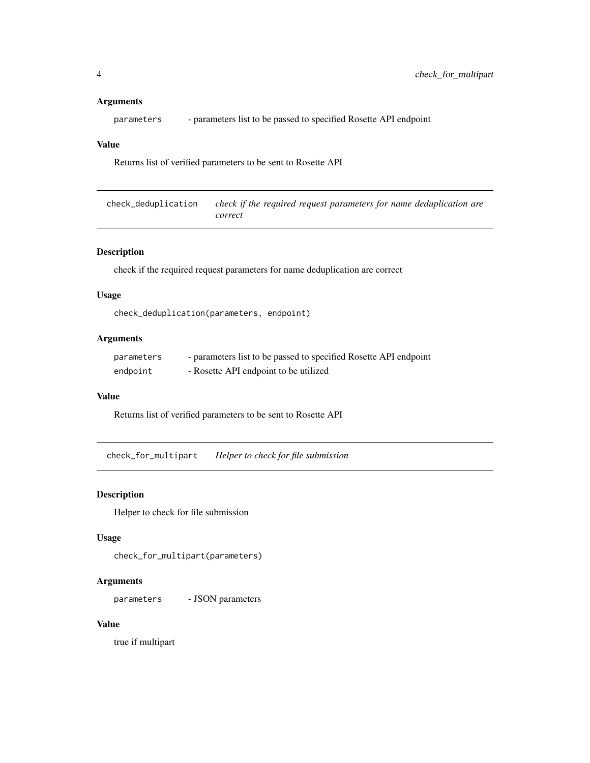### Arguments

| | |
|---|---|
| parameters | - parameters list to be passed to specified Rosette API endpoint |

### Value

Returns list of verified parameters to be sent to Rosette API

---

## check_deduplication *check if the required request parameters for name deduplication are correct*

### Description

check if the required request parameters for name deduplication are correct

### Usage

```
check_deduplication(parameters, endpoint)
```

### Arguments

| | |
|---|---|
| parameters | - parameters list to be passed to specified Rosette API endpoint |
| endpoint | - Rosette API endpoint to be utilized |

### Value

Returns list of verified parameters to be sent to Rosette API

---

## check_for_multipart *Helper to check for file submission*

### Description

Helper to check for file submission

### Usage

```
check_for_multipart(parameters)
```

### Arguments

| | |
|---|---|
| parameters | - JSON parameters |

### Value

true if multipart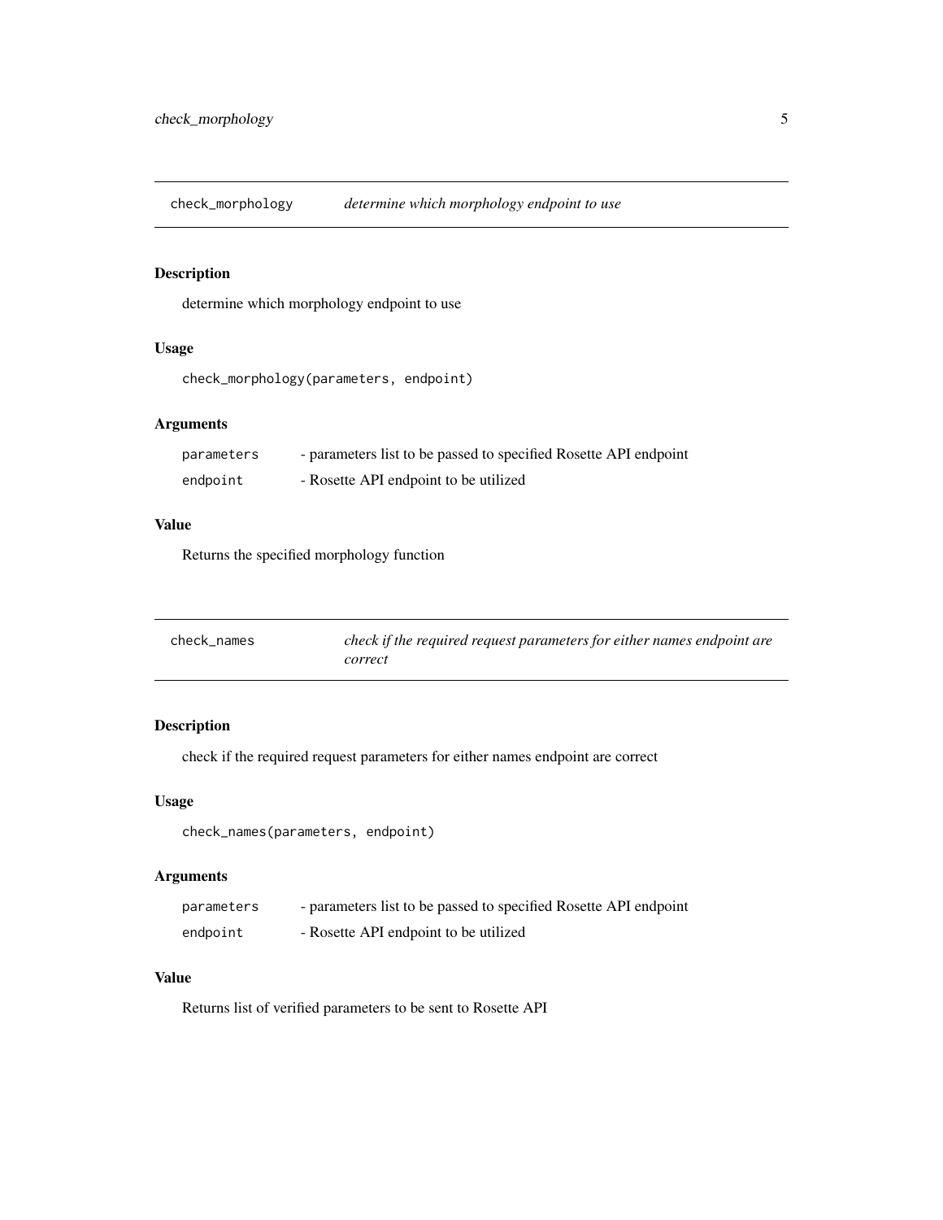## check_morphology — *determine which morphology endpoint to use*

### Description

determine which morphology endpoint to use

### Usage

```
check_morphology(parameters, endpoint)
```

### Arguments

| | |
|---|---|
| parameters | - parameters list to be passed to specified Rosette API endpoint |
| endpoint | - Rosette API endpoint to be utilized |

### Value

Returns the specified morphology function

## check_names — *check if the required request parameters for either names endpoint are correct*

### Description

check if the required request parameters for either names endpoint are correct

### Usage

```
check_names(parameters, endpoint)
```

### Arguments

| | |
|---|---|
| parameters | - parameters list to be passed to specified Rosette API endpoint |
| endpoint | - Rosette API endpoint to be utilized |

### Value

Returns list of verified parameters to be sent to Rosette API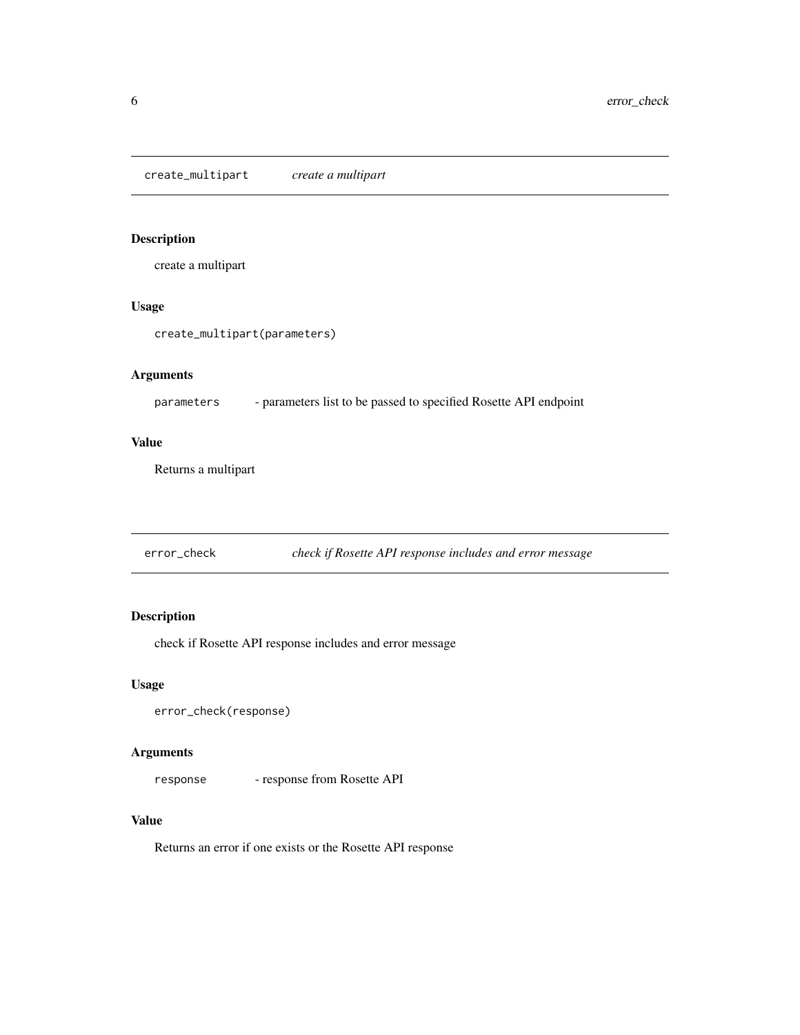## create_multipart *create a multipart*

### Description

create a multipart

### Usage

```
create_multipart(parameters)
```

### Arguments

| | |
|---|---|
| parameters | - parameters list to be passed to specified Rosette API endpoint |

### Value

Returns a multipart

## error_check *check if Rosette API response includes and error message*

### Description

check if Rosette API response includes and error message

### Usage

```
error_check(response)
```

### Arguments

| | |
|---|---|
| response | - response from Rosette API |

### Value

Returns an error if one exists or the Rosette API response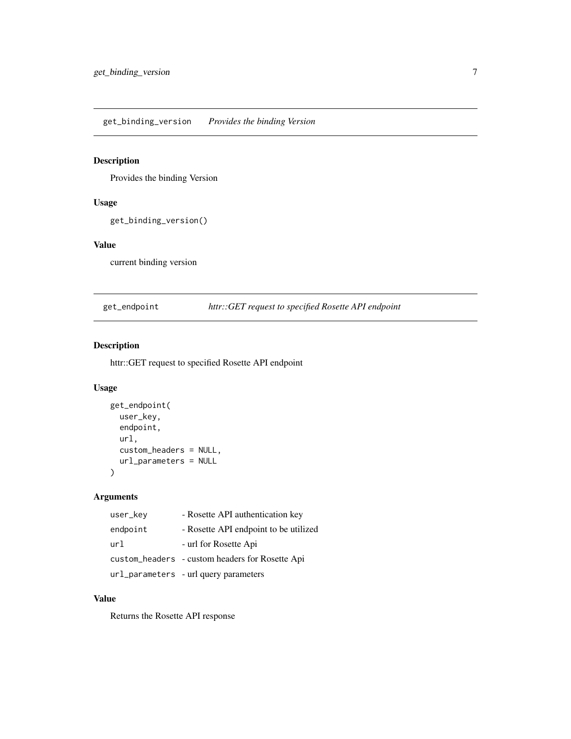## get_binding_version *Provides the binding Version*

### Description

Provides the binding Version

### Usage

```
get_binding_version()
```

### Value

current binding version

## get_endpoint *httr::GET request to specified Rosette API endpoint*

### Description

httr::GET request to specified Rosette API endpoint

### Usage

```
get_endpoint(
  user_key,
  endpoint,
  url,
  custom_headers = NULL,
  url_parameters = NULL
)
```

### Arguments

| | |
|---|---|
| user_key | - Rosette API authentication key |
| endpoint | - Rosette API endpoint to be utilized |
| url | - url for Rosette Api |
| custom_headers | - custom headers for Rosette Api |
| url_parameters | - url query parameters |

### Value

Returns the Rosette API response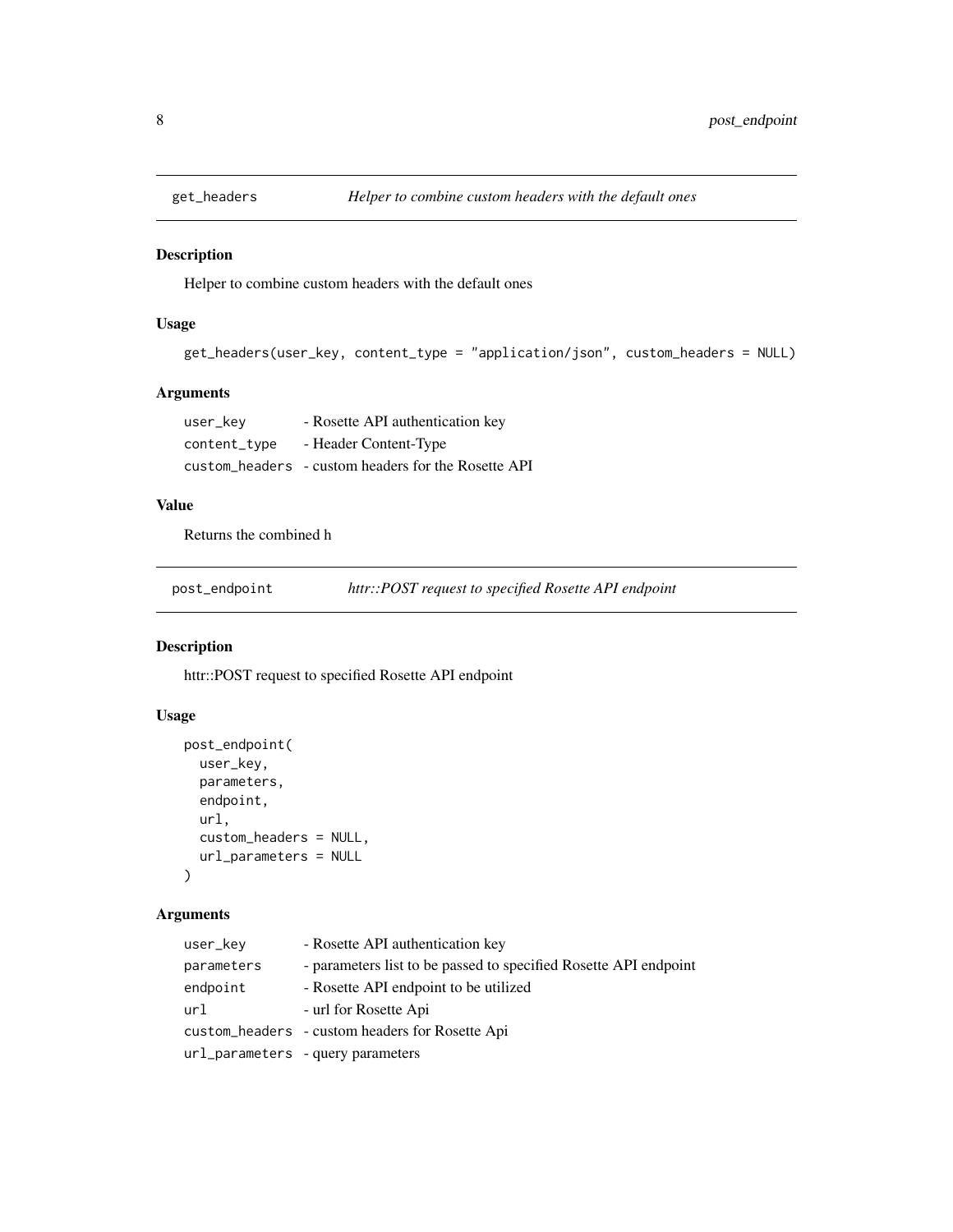## get_headers — *Helper to combine custom headers with the default ones*

### Description

Helper to combine custom headers with the default ones

### Usage

```
get_headers(user_key, content_type = "application/json", custom_headers = NULL)
```

### Arguments

| | |
|---|---|
| user_key | - Rosette API authentication key |
| content_type | - Header Content-Type |
| custom_headers | - custom headers for the Rosette API |

### Value

Returns the combined h

## post_endpoint — *httr::POST request to specified Rosette API endpoint*

### Description

httr::POST request to specified Rosette API endpoint

### Usage

```
post_endpoint(
  user_key,
  parameters,
  endpoint,
  url,
  custom_headers = NULL,
  url_parameters = NULL
)
```

### Arguments

| | |
|---|---|
| user_key | - Rosette API authentication key |
| parameters | - parameters list to be passed to specified Rosette API endpoint |
| endpoint | - Rosette API endpoint to be utilized |
| url | - url for Rosette Api |
| custom_headers | - custom headers for Rosette Api |
| url_parameters | - query parameters |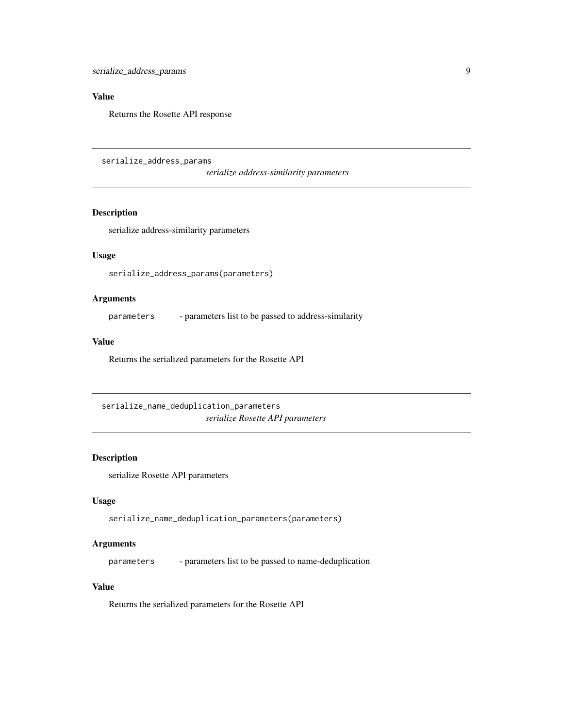### Value

Returns the Rosette API response

---

## serialize_address_params

*serialize address-similarity parameters*

---

### Description

serialize address-similarity parameters

### Usage

```
serialize_address_params(parameters)
```

### Arguments

| | |
|---|---|
| `parameters` | - parameters list to be passed to address-similarity |

### Value

Returns the serialized parameters for the Rosette API

---

## serialize_name_deduplication_parameters

*serialize Rosette API parameters*

---

### Description

serialize Rosette API parameters

### Usage

```
serialize_name_deduplication_parameters(parameters)
```

### Arguments

| | |
|---|---|
| `parameters` | - parameters list to be passed to name-deduplication |

### Value

Returns the serialized parameters for the Rosette API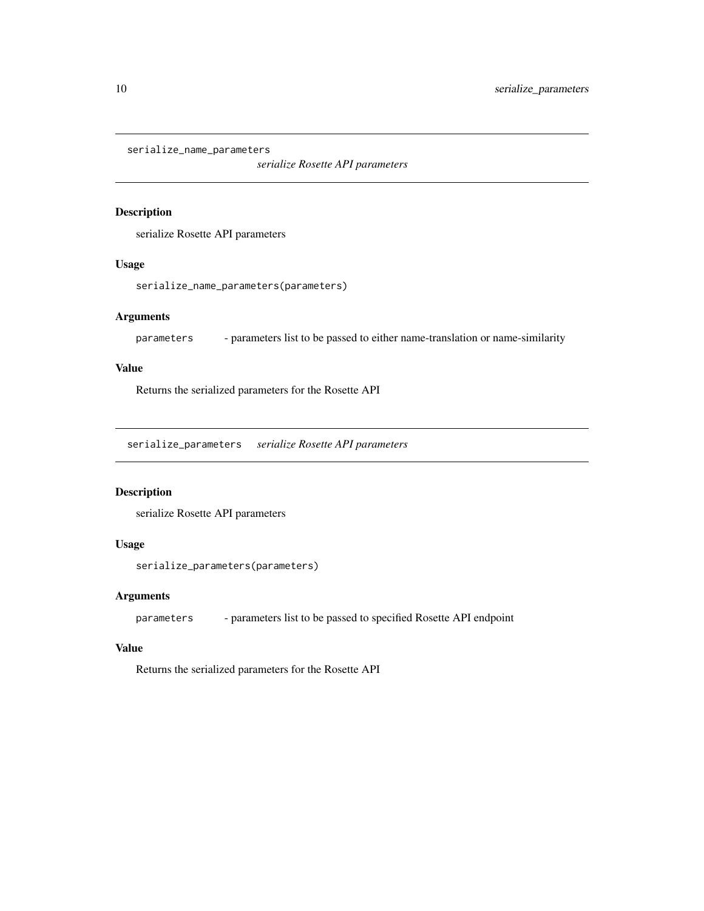## serialize_name_parameters

*serialize Rosette API parameters*

### Description

serialize Rosette API parameters

### Usage

```
serialize_name_parameters(parameters)
```

### Arguments

| | |
|---|---|
| `parameters` | - parameters list to be passed to either name-translation or name-similarity |

### Value

Returns the serialized parameters for the Rosette API

## serialize_parameters

*serialize Rosette API parameters*

### Description

serialize Rosette API parameters

### Usage

```
serialize_parameters(parameters)
```

### Arguments

| | |
|---|---|
| `parameters` | - parameters list to be passed to specified Rosette API endpoint |

### Value

Returns the serialized parameters for the Rosette API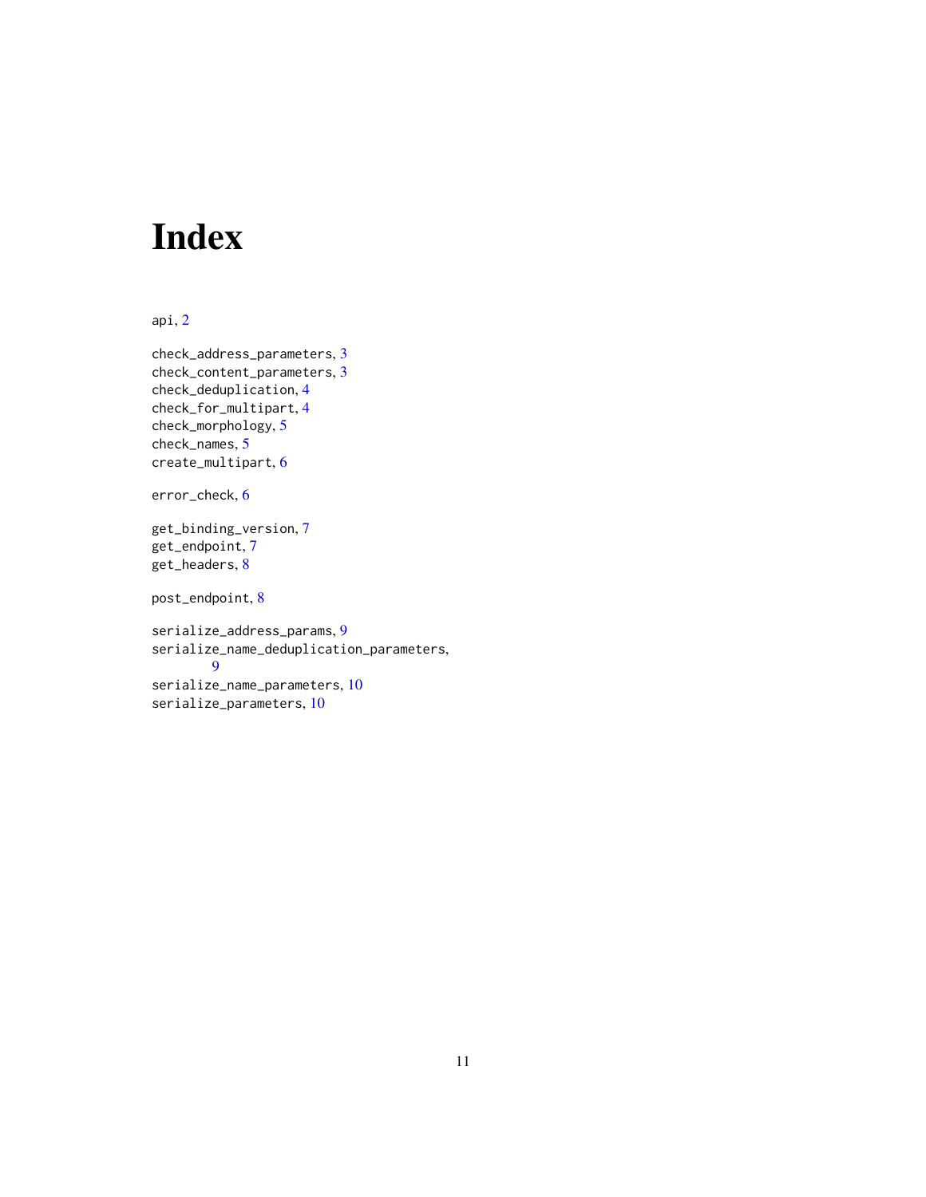# Index

api, 2

check_address_parameters, 3
check_content_parameters, 3
check_deduplication, 4
check_for_multipart, 4
check_morphology, 5
check_names, 5
create_multipart, 6

error_check, 6

get_binding_version, 7
get_endpoint, 7
get_headers, 8

post_endpoint, 8

serialize_address_params, 9
serialize_name_deduplication_parameters, 9
serialize_name_parameters, 10
serialize_parameters, 10